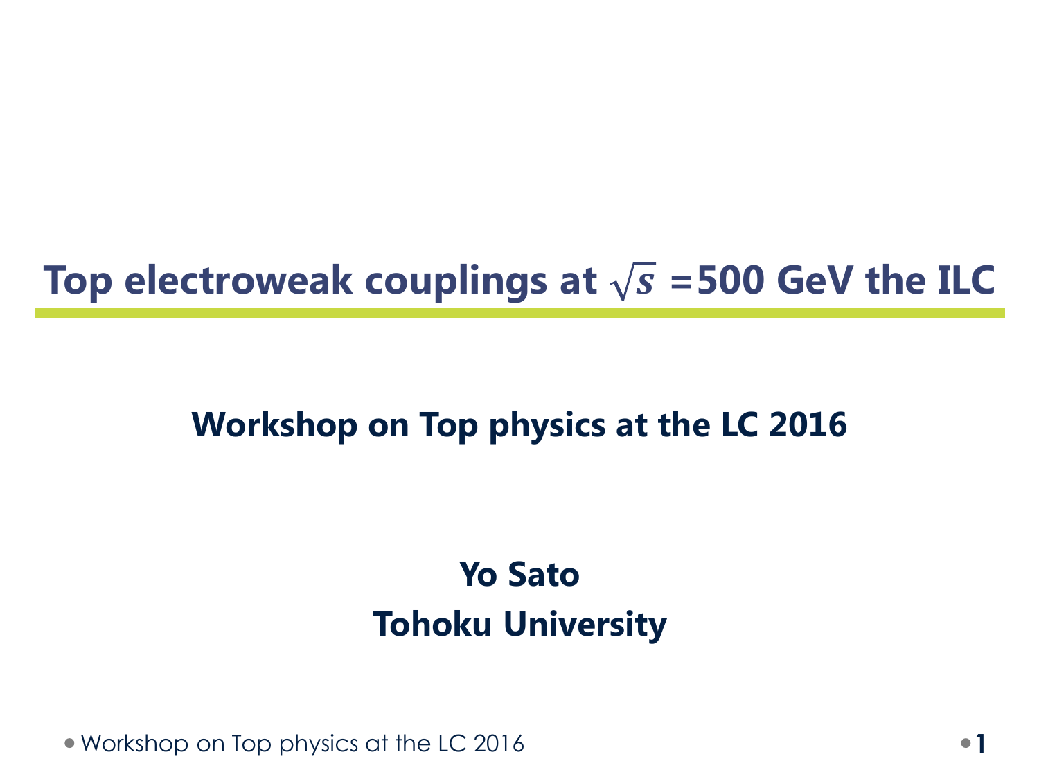# Top electroweak couplings at $\sqrt{s}$ =500 GeV the ILC

**Workshop on Top physics at the LC 2016**

**Yo Sato**

**Tohoku University**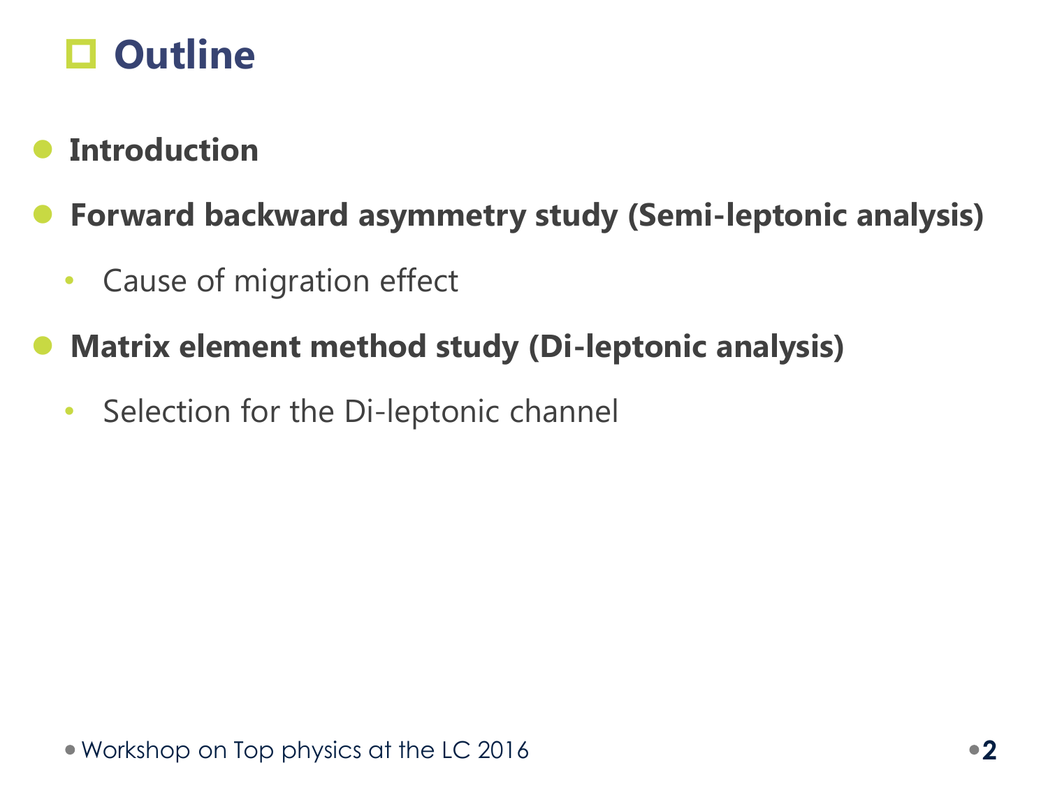# Outline

- **Introduction**
- **Forward backward asymmetry study (Semi-leptonic analysis)**
  - Cause of migration effect
- **Matrix element method study (Di-leptonic analysis)**
  - Selection for the Di-leptonic channel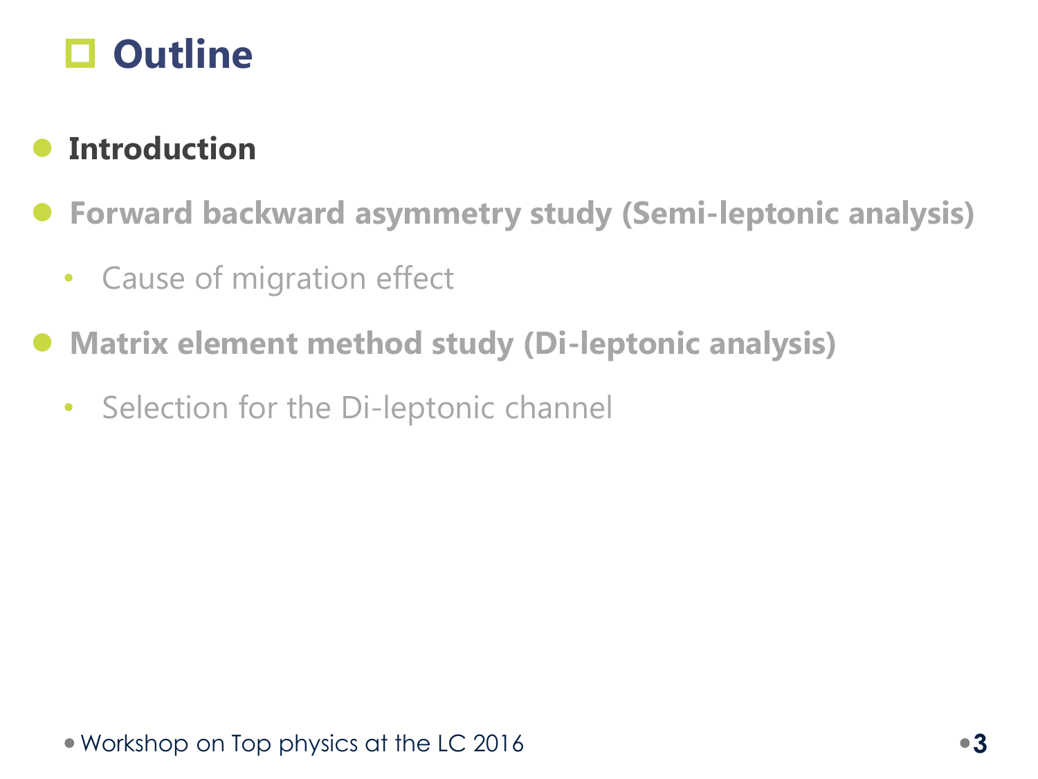# Outline

- **Introduction**
- **Forward backward asymmetry study (Semi-leptonic analysis)**
  - Cause of migration effect
- **Matrix element method study (Di-leptonic analysis)**
  - Selection for the Di-leptonic channel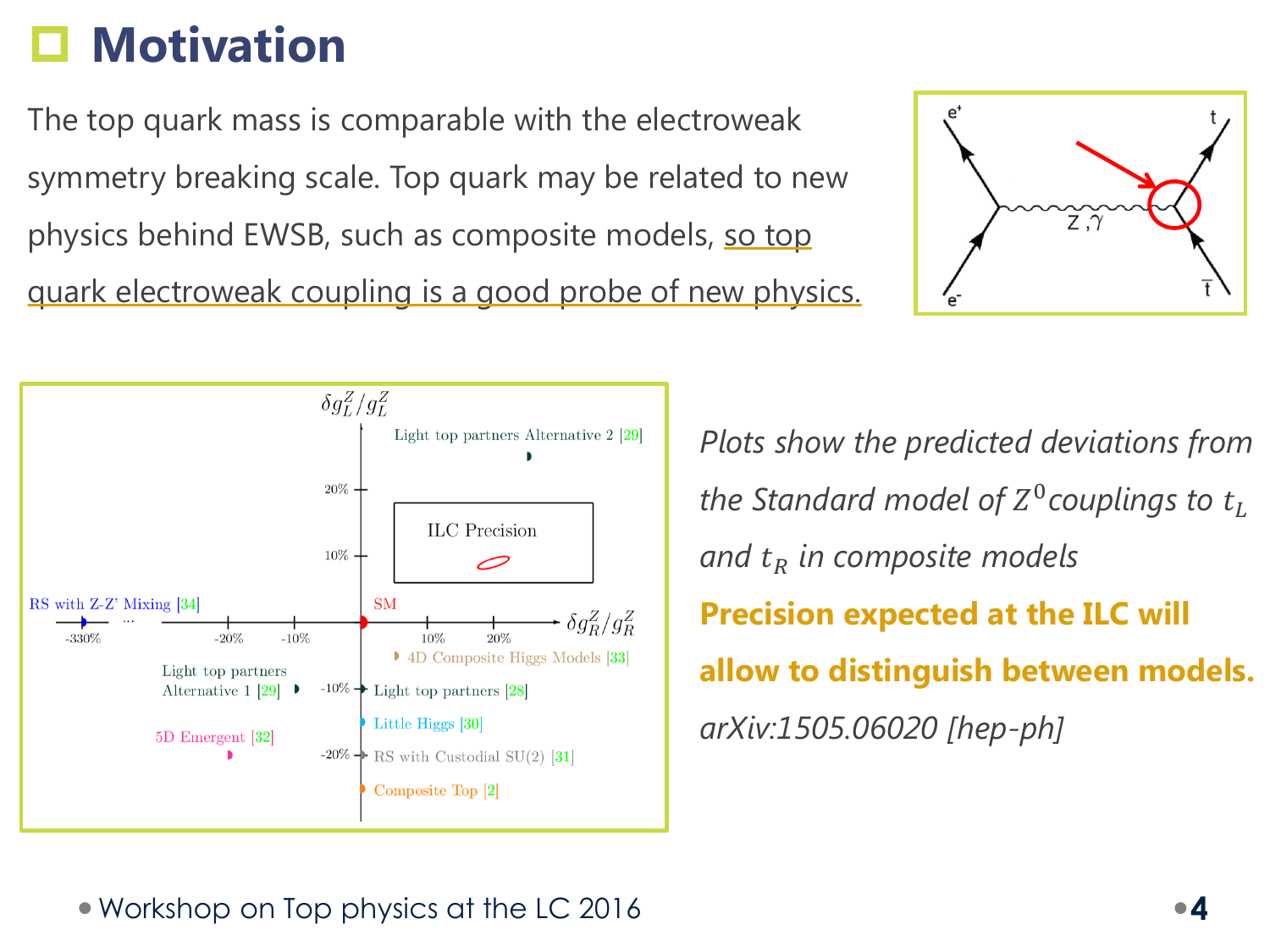# Motivation

The top quark mass is comparable with the electroweak symmetry breaking scale. Top quark may be related to new physics behind EWSB, such as composite models, so top quark electroweak coupling is a good probe of new physics.

*Plots show the predicted deviations from the Standard model of $Z^0$ couplings to $t_L$ and $t_R$ in composite models*

**Precision expected at the ILC will allow to distinguish between models.**

*arXiv:1505.06020 [hep-ph]*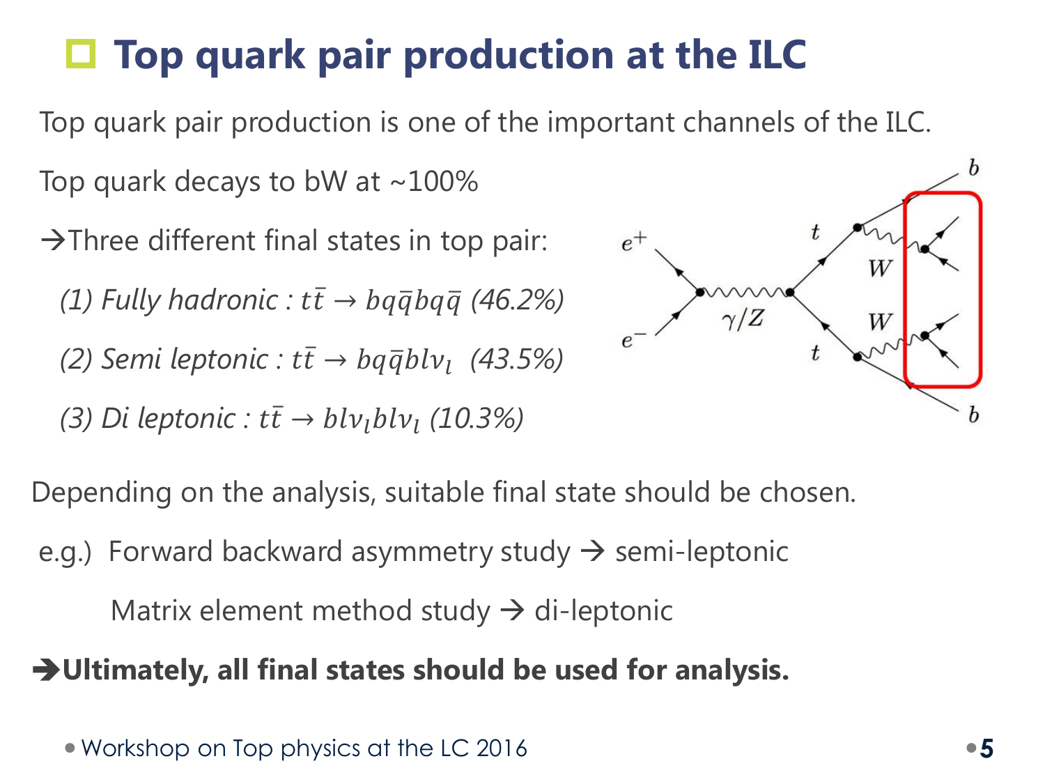# Top quark pair production at the ILC

Top quark pair production is one of the important channels of the ILC.

Top quark decays to bW at ~100%

→Three different final states in top pair:

*(1) Fully hadronic :* $t\bar{t} \rightarrow bq\bar{q}bq\bar{q}$ *(46.2%)*

*(2) Semi leptonic :* $t\bar{t} \rightarrow bq\bar{q}bl\nu_l$ *(43.5%)*

*(3) Di leptonic :* $t\bar{t} \rightarrow bl\nu_l bl\nu_l$ *(10.3%)*

Depending on the analysis, suitable final state should be chosen.

e.g.) Forward backward asymmetry study → semi-leptonic

Matrix element method study → di-leptonic

**→Ultimately, all final states should be used for analysis.**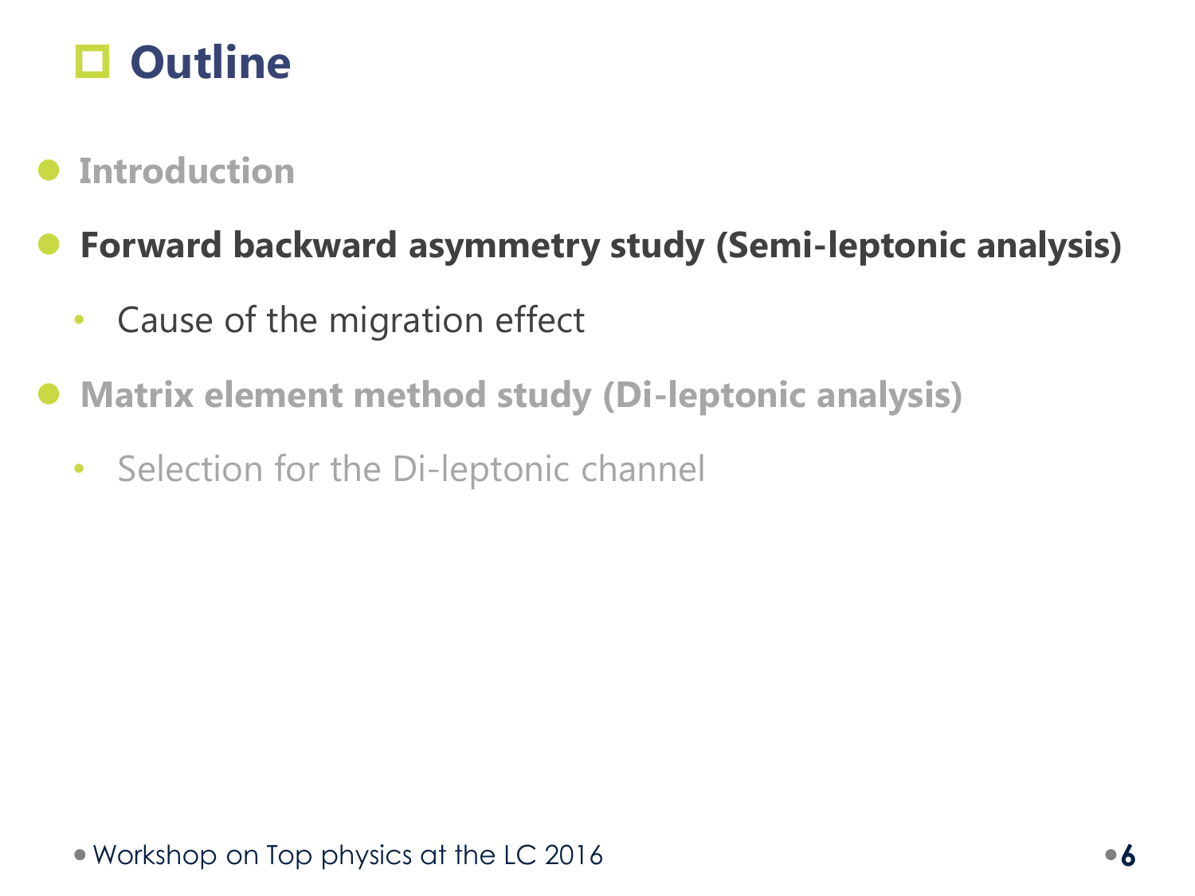# Outline

- **Introduction**
- **Forward backward asymmetry study (Semi-leptonic analysis)**
  - Cause of the migration effect
- **Matrix element method study (Di-leptonic analysis)**
  - Selection for the Di-leptonic channel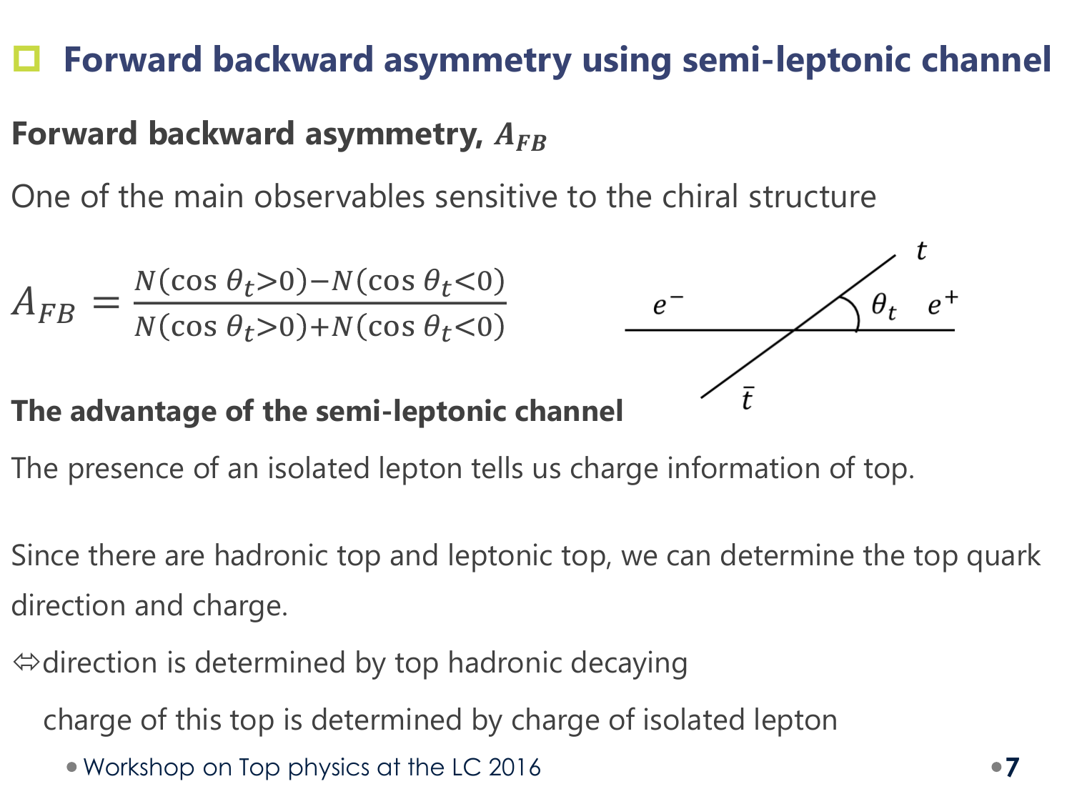# Forward backward asymmetry using semi-leptonic channel

**Forward backward asymmetry, $A_{FB}$**

One of the main observables sensitive to the chiral structure

$$A_{FB} = \frac{N(\cos\theta_t > 0) - N(\cos\theta_t < 0)}{N(\cos\theta_t > 0) + N(\cos\theta_t < 0)}$$

**The advantage of the semi-leptonic channel**

The presence of an isolated lepton tells us charge information of top.

Since there are hadronic top and leptonic top, we can determine the top quark direction and charge.

⇔direction is determined by top hadronic decaying

charge of this top is determined by charge of isolated lepton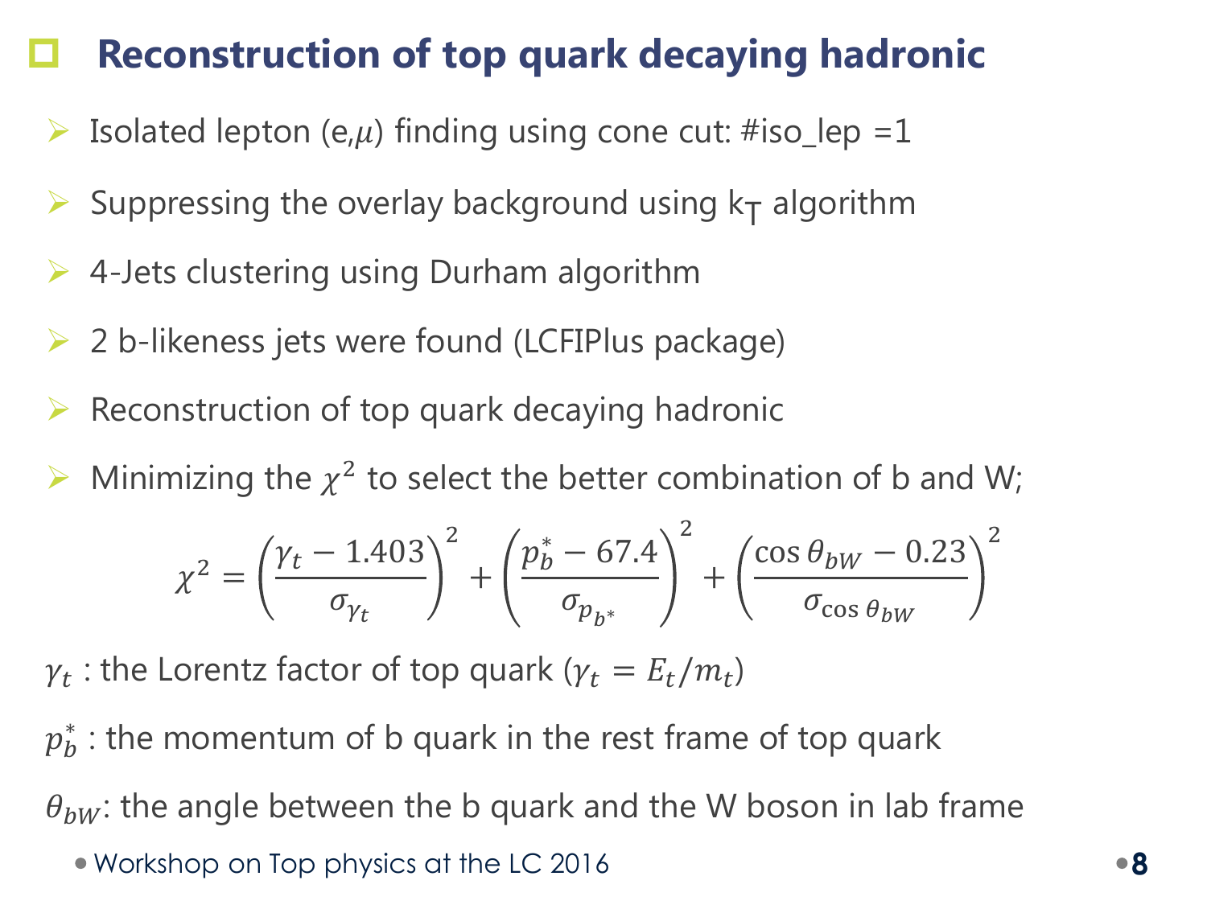## Reconstruction of top quark decaying hadronic

- Isolated lepton (e,$\mu$) finding using cone cut: #iso_lep =1
- Suppressing the overlay background using $k_T$ algorithm
- 4-Jets clustering using Durham algorithm
- 2 b-likeness jets were found (LCFIPlus package)
- Reconstruction of top quark decaying hadronic
- Minimizing the $\chi^2$ to select the better combination of b and W;

$$\chi^2 = \left(\frac{\gamma_t - 1.403}{\sigma_{\gamma_t}}\right)^2 + \left(\frac{p_b^* - 67.4}{\sigma_{p_{b^*}}}\right)^2 + \left(\frac{\cos\theta_{bW} - 0.23}{\sigma_{\cos\theta_{bW}}}\right)^2$$

$\gamma_t$ : the Lorentz factor of top quark ($\gamma_t = E_t/m_t$)

$p_b^*$ : the momentum of b quark in the rest frame of top quark

$\theta_{bW}$: the angle between the b quark and the W boson in lab frame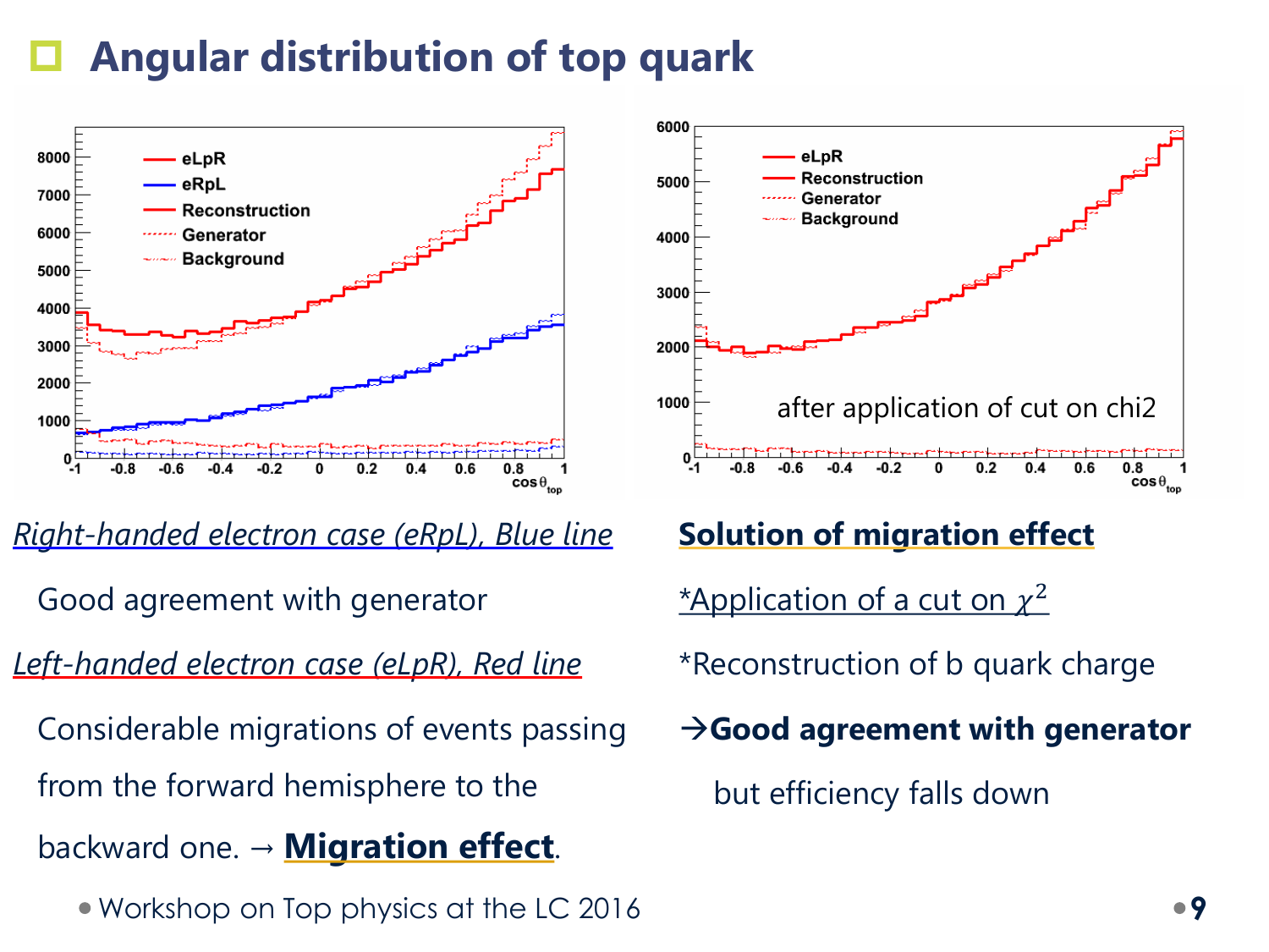# Angular distribution of top quark

after application of cut on chi2

*Right-handed electron case (eRpL), Blue line*

Good agreement with generator

*Left-handed electron case (eLpR), Red line*

Considerable migrations of events passing from the forward hemisphere to the backward one. → **Migration effect**.

**Solution of migration effect**

*Application of a cut on $\chi^2$

*Reconstruction of b quark charge

→**Good agreement with generator**

but efficiency falls down

Workshop on Top physics at the LC 2016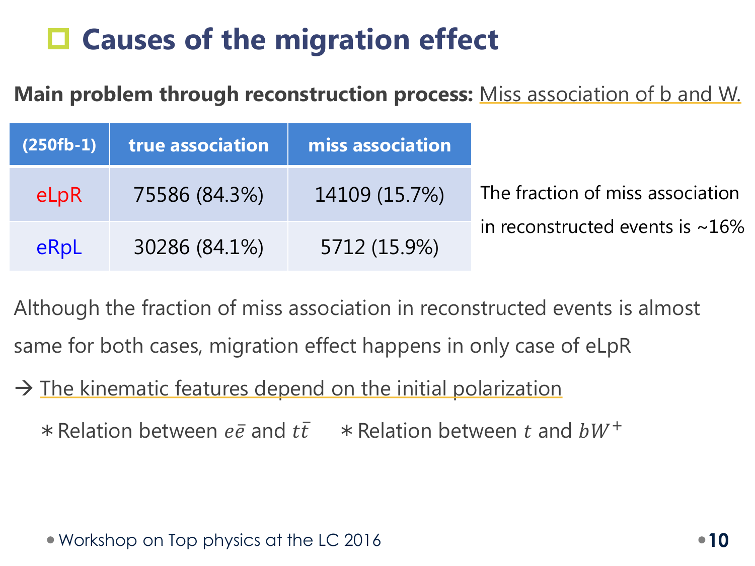# Causes of the migration effect

**Main problem through reconstruction process:** Miss association of b and W.

| (250fb-1) | true association | miss association |
|---|---|---|
| eLpR | 75586 (84.3%) | 14109 (15.7%) |
| eRpL | 30286 (84.1%) | 5712 (15.9%) |

The fraction of miss association in reconstructed events is ~16%

Although the fraction of miss association in reconstructed events is almost same for both cases, migration effect happens in only case of eLpR

→ The kinematic features depend on the initial polarization

∗ Relation between $e\bar{e}$ and $t\bar{t}$ ∗ Relation between $t$ and $bW^+$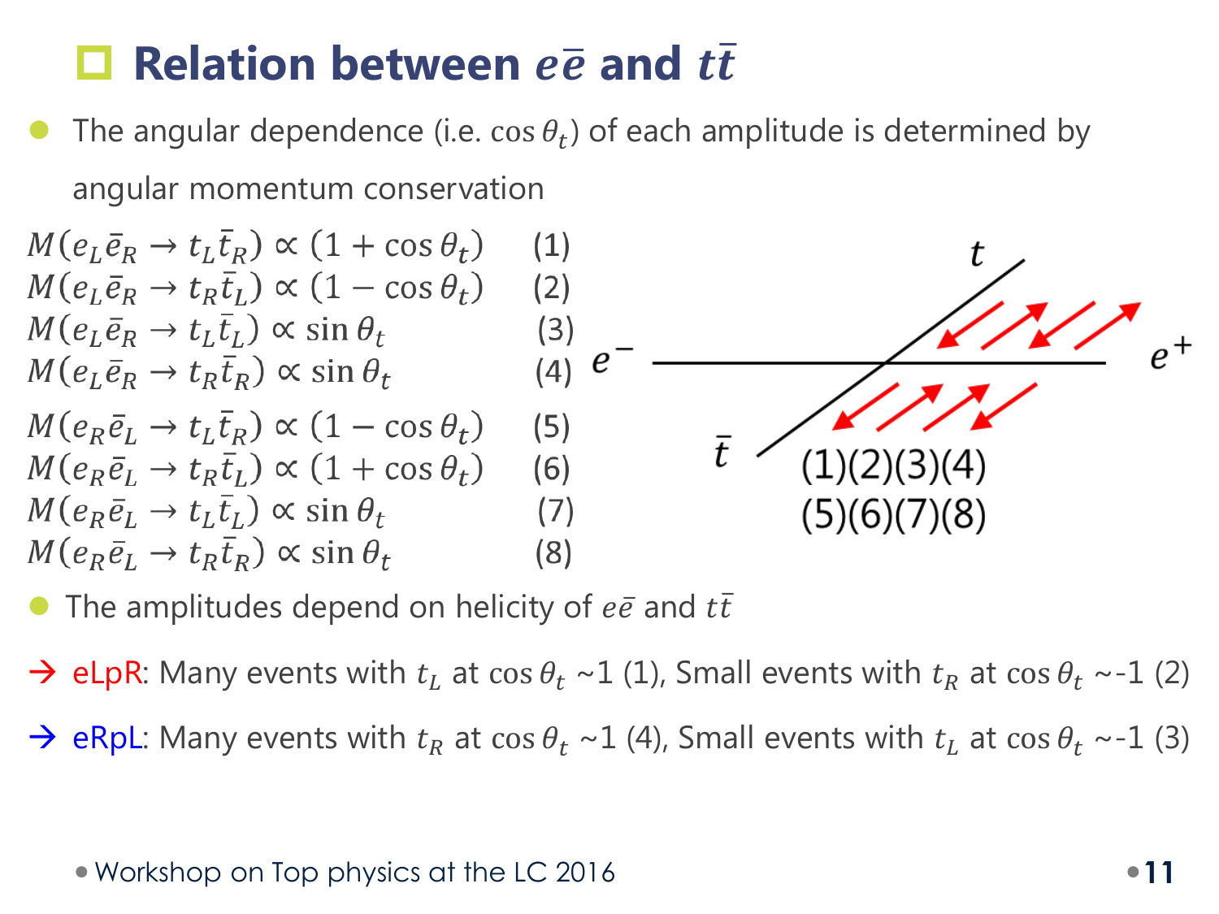# Relation between $e\bar{e}$ and $t\bar{t}$

- The angular dependence (i.e. $\cos\theta_t$) of each amplitude is determined by angular momentum conservation

$$M(e_L\bar{e}_R \to t_L\bar{t}_R) \propto (1+\cos\theta_t) \quad (1)$$
$$M(e_L\bar{e}_R \to t_R\bar{t}_L) \propto (1-\cos\theta_t) \quad (2)$$
$$M(e_L\bar{e}_R \to t_L\bar{t}_L) \propto \sin\theta_t \quad (3)$$
$$M(e_L\bar{e}_R \to t_R\bar{t}_R) \propto \sin\theta_t \quad (4)$$
$$M(e_R\bar{e}_L \to t_L\bar{t}_R) \propto (1-\cos\theta_t) \quad (5)$$
$$M(e_R\bar{e}_L \to t_R\bar{t}_L) \propto (1+\cos\theta_t) \quad (6)$$
$$M(e_R\bar{e}_L \to t_L\bar{t}_L) \propto \sin\theta_t \quad (7)$$
$$M(e_R\bar{e}_L \to t_R\bar{t}_R) \propto \sin\theta_t \quad (8)$$

$t$, $e^-$, $e^+$, $\bar{t}$

(1)(2)(3)(4)
(5)(6)(7)(8)

- The amplitudes depend on helicity of $e\bar{e}$ and $t\bar{t}$

→ eLpR: Many events with $t_L$ at $\cos\theta_t$ ~1 (1), Small events with $t_R$ at $\cos\theta_t$ ~-1 (2)

→ eRpL: Many events with $t_R$ at $\cos\theta_t$ ~1 (4), Small events with $t_L$ at $\cos\theta_t$ ~-1 (3)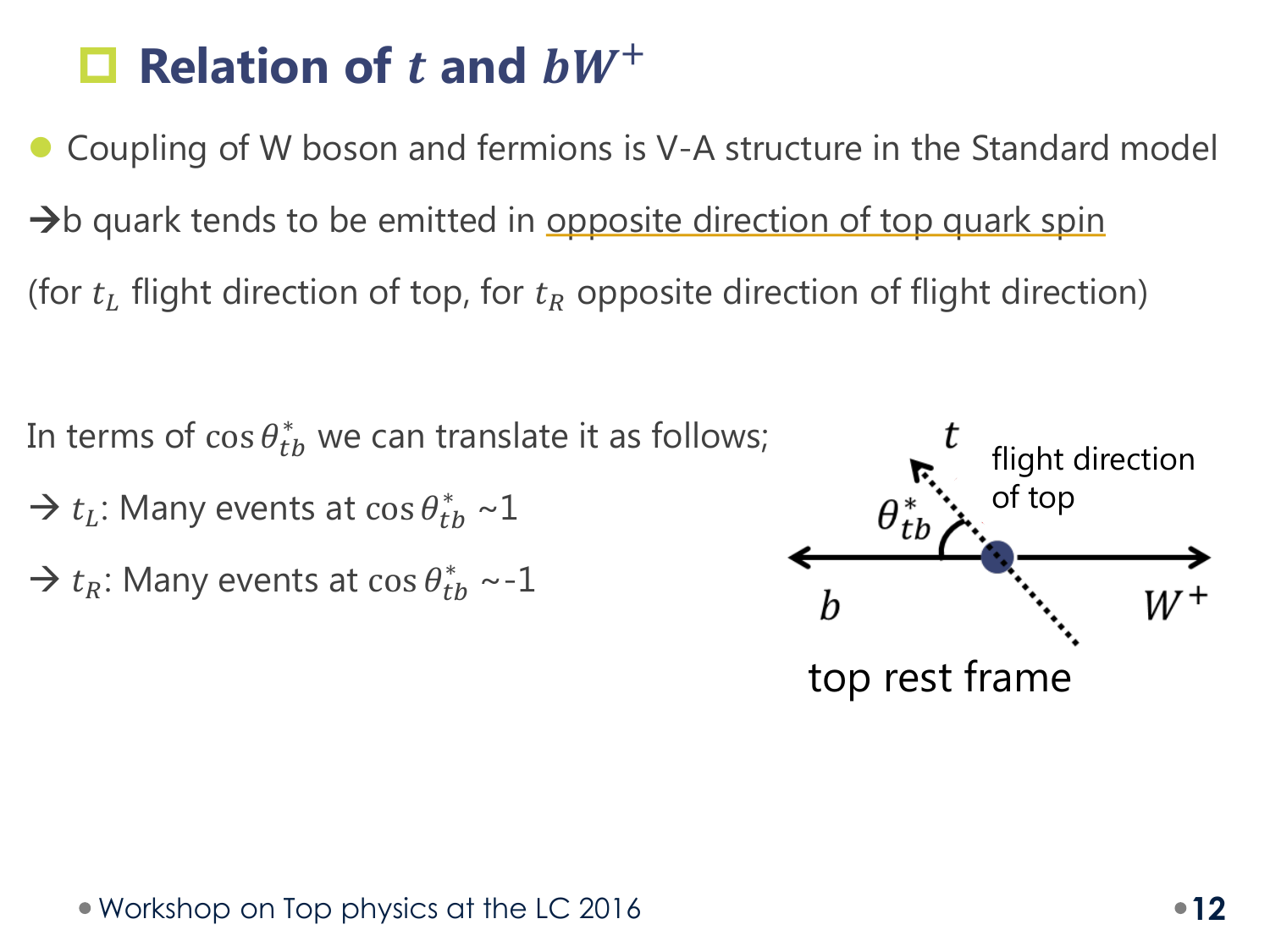## Relation of $t$ and $bW^+$

- Coupling of W boson and fermions is V-A structure in the Standard model

→b quark tends to be emitted in opposite direction of top quark spin

(for $t_L$ flight direction of top, for $t_R$ opposite direction of flight direction)

In terms of $\cos\theta^*_{tb}$ we can translate it as follows;

→ $t_L$: Many events at $\cos\theta^*_{tb}$ ~1

→ $t_R$: Many events at $\cos\theta^*_{tb}$ ~-1

$t$ flight direction of top

$\theta^*_{tb}$

$b$ $W^+$

top rest frame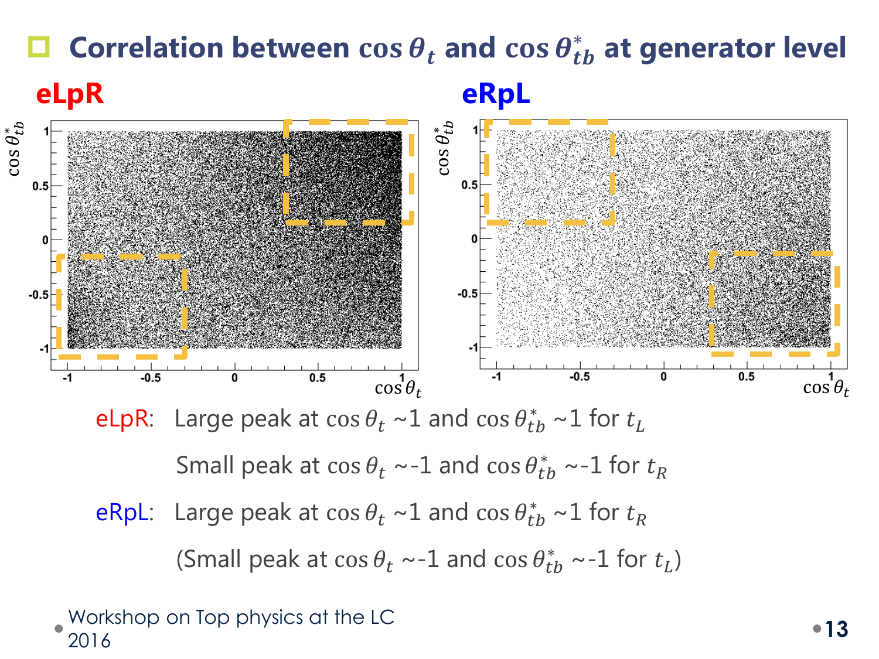## Correlation between $\cos\theta_t$ and $\cos\theta^*_{tb}$ at generator level

**eLpR** **eRpL**

eLpR: Large peak at $\cos\theta_t$ ~1 and $\cos\theta^*_{tb}$ ~1 for $t_L$

Small peak at $\cos\theta_t$ ~-1 and $\cos\theta^*_{tb}$ ~-1 for $t_R$

eRpL: Large peak at $\cos\theta_t$ ~1 and $\cos\theta^*_{tb}$ ~1 for $t_R$

(Small peak at $\cos\theta_t$ ~-1 and $\cos\theta^*_{tb}$ ~-1 for $t_L$)

Workshop on Top physics at the LC 2016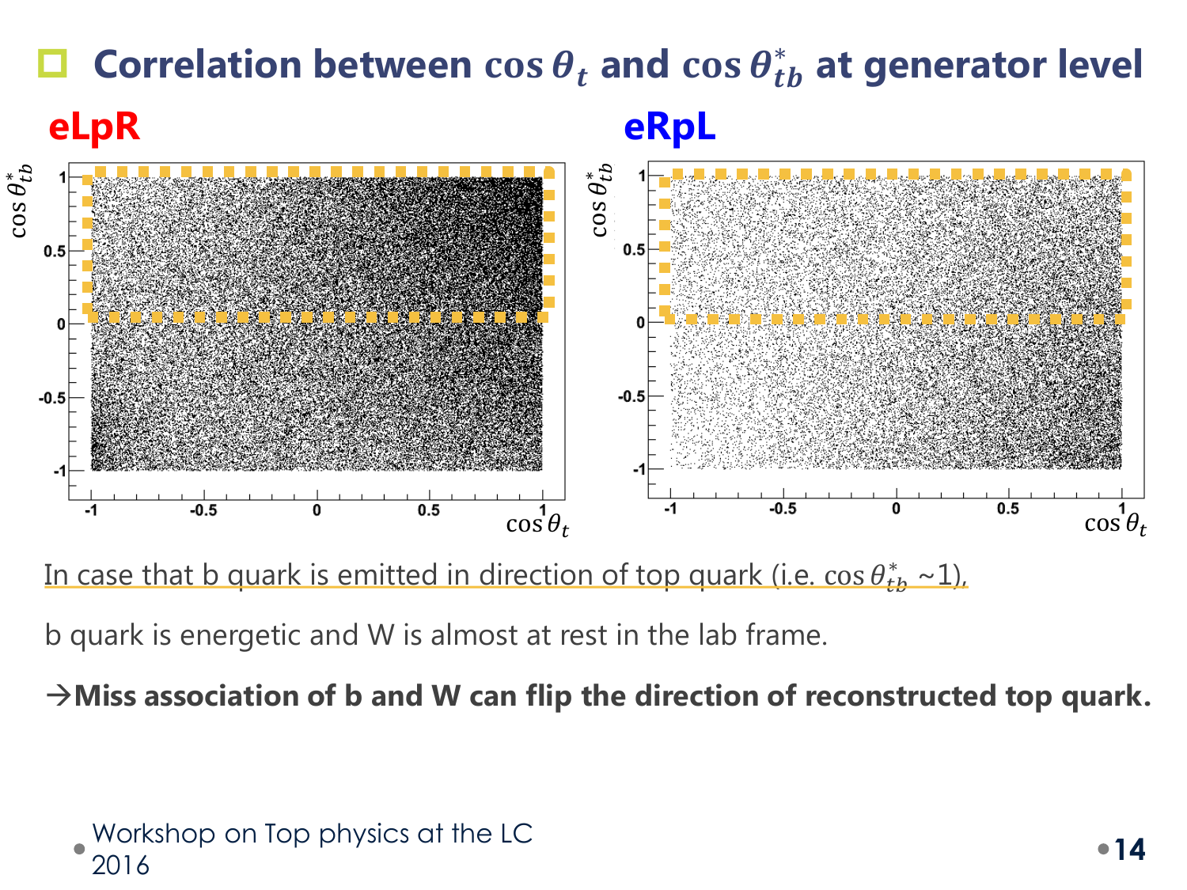## Correlation between $\cos\theta_t$ and $\cos\theta^*_{tb}$ at generator level

**eLpR** **eRpL**

In case that b quark is emitted in direction of top quark (i.e. $\cos\theta^*_{tb} \sim 1$),

b quark is energetic and W is almost at rest in the lab frame.

→**Miss association of b and W can flip the direction of reconstructed top quark.**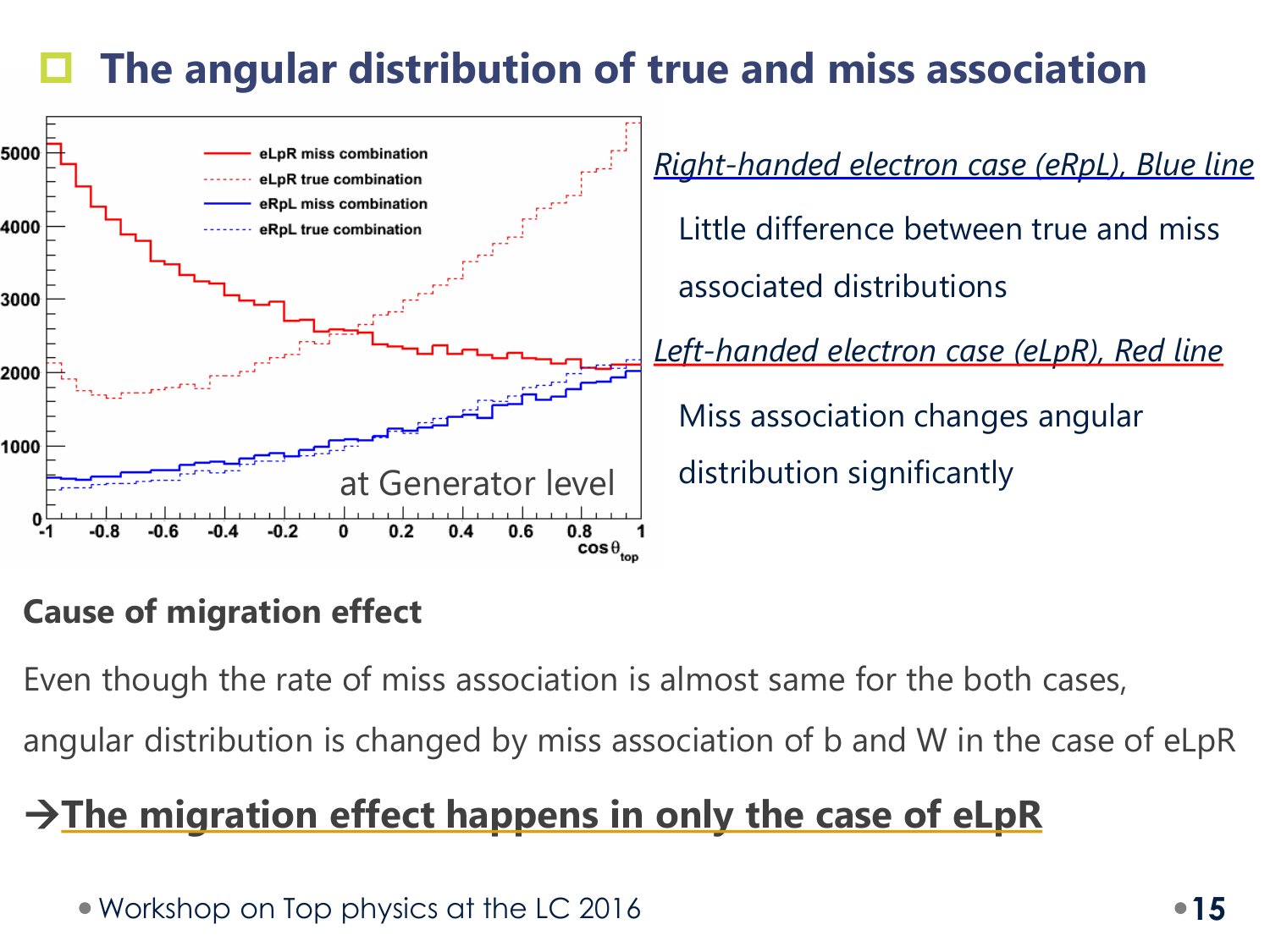## The angular distribution of true and miss association

eLpR miss combination
eLpR true combination
eRpL miss combination
eRpL true combination

at Generator level

$\cos\theta_{top}$

*Right-handed electron case (eRpL), Blue line*

Little difference between true and miss associated distributions

*Left-handed electron case (eLpR), Red line*

Miss association changes angular distribution significantly

**Cause of migration effect**

Even though the rate of miss association is almost same for the both cases, angular distribution is changed by miss association of b and W in the case of eLpR

→**The migration effect happens in only the case of eLpR**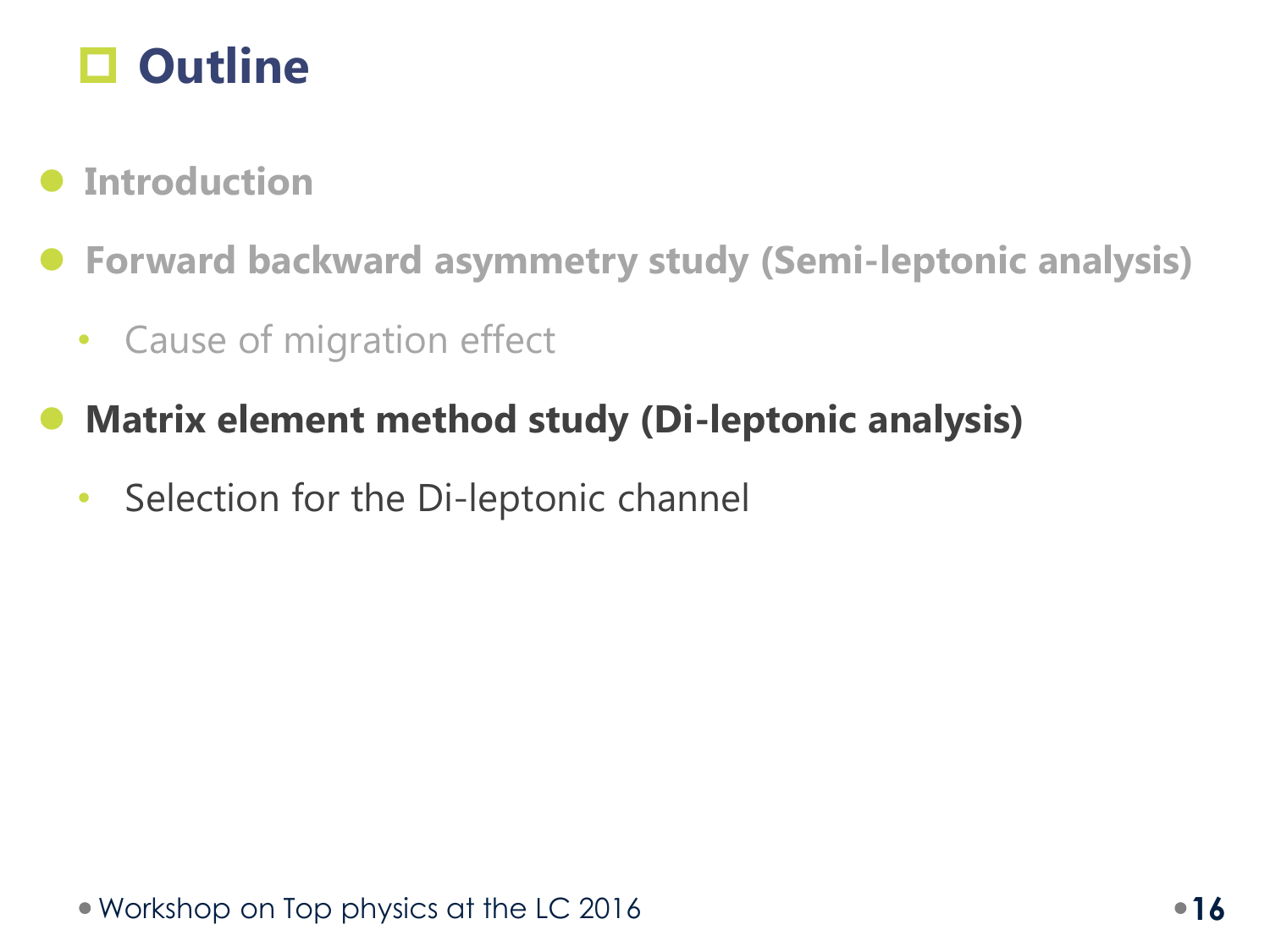# Outline

- **Introduction**
- **Forward backward asymmetry study (Semi-leptonic analysis)**
  - Cause of migration effect
- **Matrix element method study (Di-leptonic analysis)**
  - Selection for the Di-leptonic channel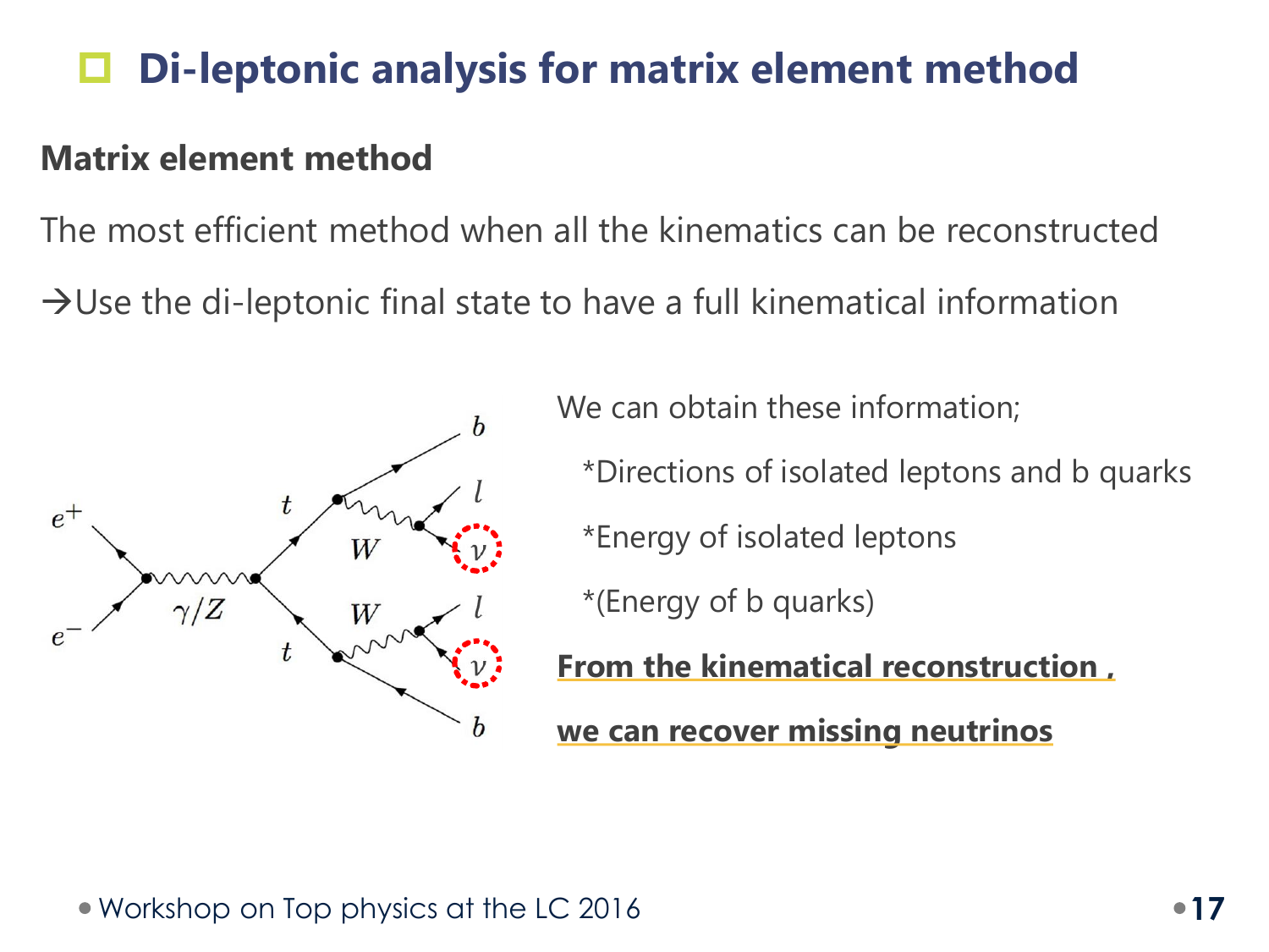# Di-leptonic analysis for matrix element method

**Matrix element method**

The most efficient method when all the kinematics can be reconstructed

→Use the di-leptonic final state to have a full kinematical information

We can obtain these information;

*Directions of isolated leptons and b quarks

*Energy of isolated leptons

*(Energy of b quarks)

**From the kinematical reconstruction ,**

**we can recover missing neutrinos**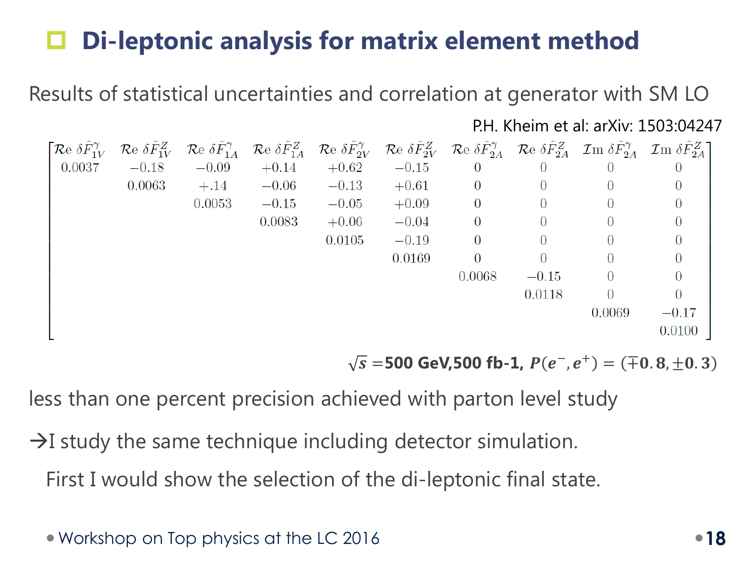# Di-leptonic analysis for matrix element method

Results of statistical uncertainties and correlation at generator with SM LO

P.H. Kheim et al: arXiv: 1503:04247

| $\mathcal{R}e\ \delta\tilde{F}_{1V}^{\gamma}$ | $\mathcal{R}e\ \delta\tilde{F}_{1V}^{Z}$ | $\mathcal{R}e\ \delta\tilde{F}_{1A}^{\gamma}$ | $\mathcal{R}e\ \delta\tilde{F}_{1A}^{Z}$ | $\mathcal{R}e\ \delta\tilde{F}_{2V}^{\gamma}$ | $\mathcal{R}e\ \delta\tilde{F}_{2V}^{Z}$ | $\mathcal{R}e\ \delta\tilde{F}_{2A}^{\gamma}$ | $\mathcal{R}e\ \delta\tilde{F}_{2A}^{Z}$ | $\mathcal{I}m\ \delta\tilde{F}_{2A}^{\gamma}$ | $\mathcal{I}m\ \delta\tilde{F}_{2A}^{Z}$ |
|---|---|---|---|---|---|---|---|---|---|
| 0.0037 | −0.18 | −0.09 | +0.14 | +0.62 | −0.15 | 0 | 0 | 0 | 0 |
| | 0.0063 | +.14 | −0.06 | −0.13 | +0.61 | 0 | 0 | 0 | 0 |
| | | 0.0053 | −0.15 | −0.05 | +0.09 | 0 | 0 | 0 | 0 |
| | | | 0.0083 | +0.06 | −0.04 | 0 | 0 | 0 | 0 |
| | | | | 0.0105 | −0.19 | 0 | 0 | 0 | 0 |
| | | | | | 0.0169 | 0 | 0 | 0 | 0 |
| | | | | | | 0.0068 | −0.15 | 0 | 0 |
| | | | | | | | 0.0118 | 0 | 0 |
| | | | | | | | | 0.0069 | −0.17 |
| | | | | | | | | | 0.0100 |

$\sqrt{s}$ =**500 GeV,500 fb-1,** $P(e^-, e^+) = (\mp 0.8, \pm 0.3)$

less than one percent precision achieved with parton level study

→I study the same technique including detector simulation.

First I would show the selection of the di-leptonic final state.

• Workshop on Top physics at the LC 2016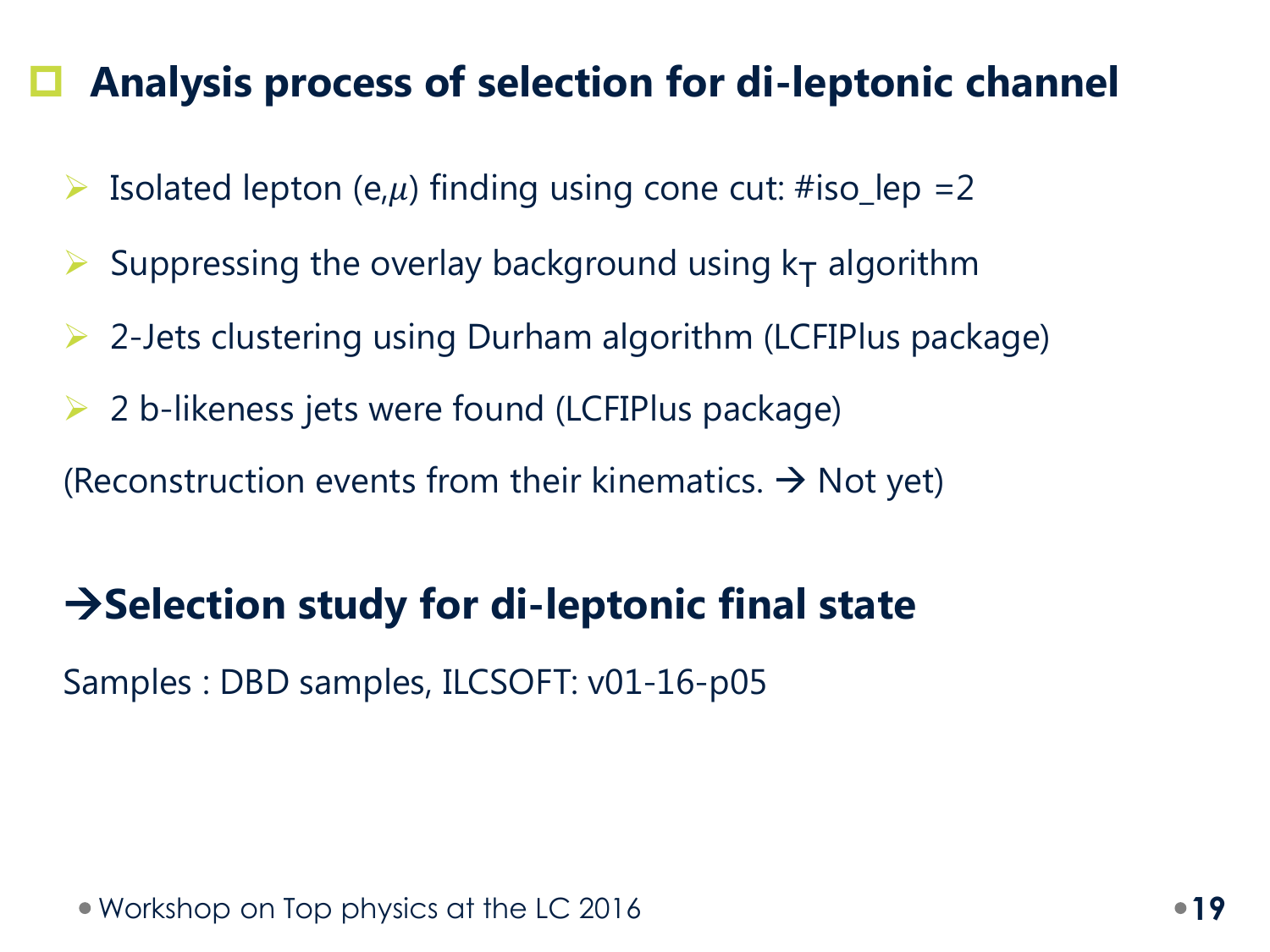## Analysis process of selection for di-leptonic channel

- Isolated lepton (e,$\mu$) finding using cone cut: #iso_lep =2
- Suppressing the overlay background using $k_T$ algorithm
- 2-Jets clustering using Durham algorithm (LCFIPlus package)
- 2 b-likeness jets were found (LCFIPlus package)

(Reconstruction events from their kinematics. → Not yet)

### →Selection study for di-leptonic final state

Samples : DBD samples, ILCSOFT: v01-16-p05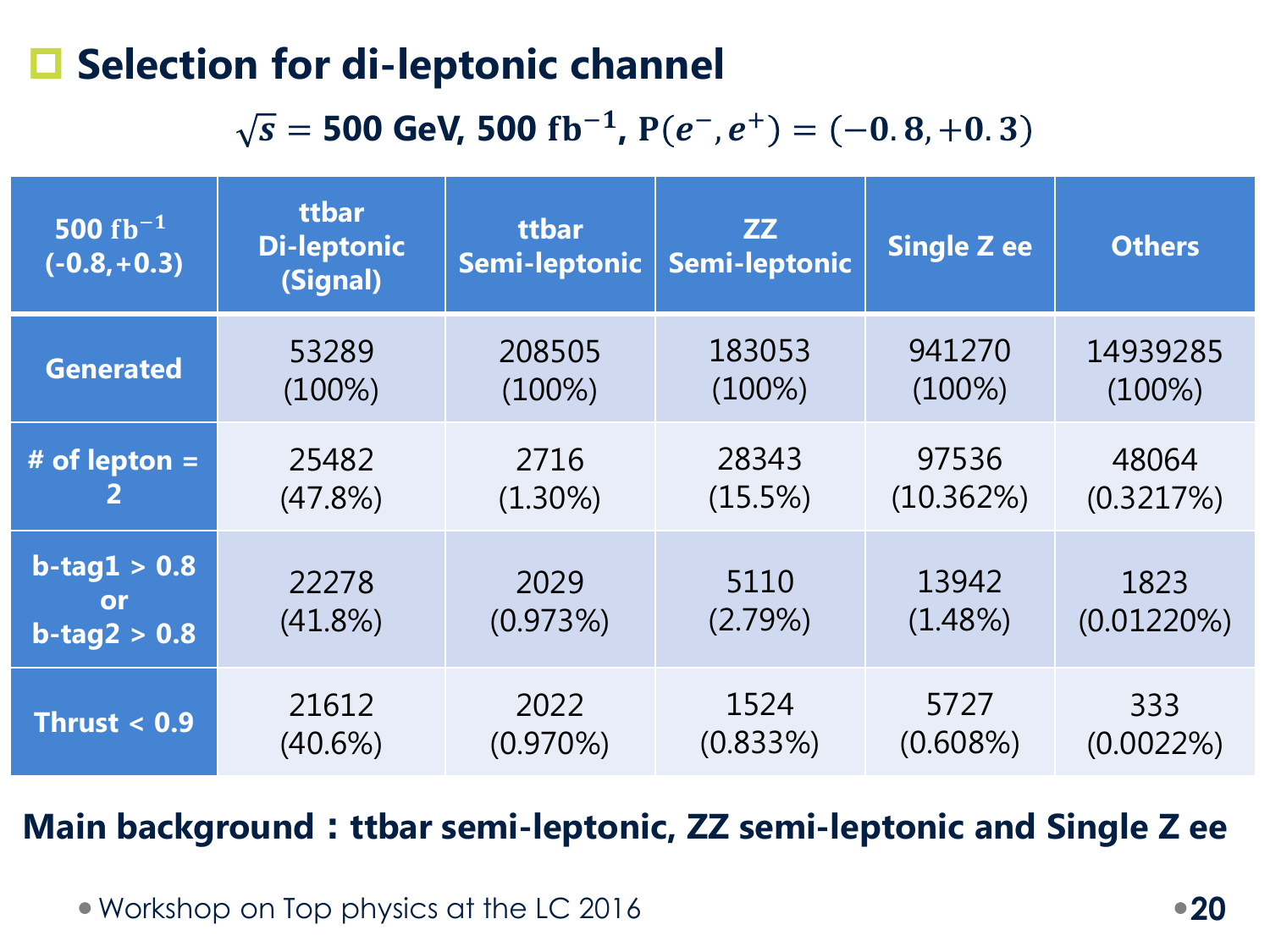## Selection for di-leptonic channel

$\sqrt{s}$ = 500 GeV, 500 $\text{fb}^{-1}$, $\text{P}(e^-, e^+) = (-0.8, +0.3)$

| 500 $\text{fb}^{-1}$ (-0.8,+0.3) | ttbar Di-leptonic (Signal) | ttbar Semi-leptonic | ZZ Semi-leptonic | Single Z ee | Others |
| --- | --- | --- | --- | --- | --- |
| Generated | 53289 (100%) | 208505 (100%) | 183053 (100%) | 941270 (100%) | 14939285 (100%) |
| # of lepton = 2 | 25482 (47.8%) | 2716 (1.30%) | 28343 (15.5%) | 97536 (10.362%) | 48064 (0.3217%) |
| b-tag1 > 0.8 or b-tag2 > 0.8 | 22278 (41.8%) | 2029 (0.973%) | 5110 (2.79%) | 13942 (1.48%) | 1823 (0.01220%) |
| Thrust < 0.9 | 21612 (40.6%) | 2022 (0.970%) | 1524 (0.833%) | 5727 (0.608%) | 333 (0.0022%) |

**Main background：ttbar semi-leptonic, ZZ semi-leptonic and Single Z ee**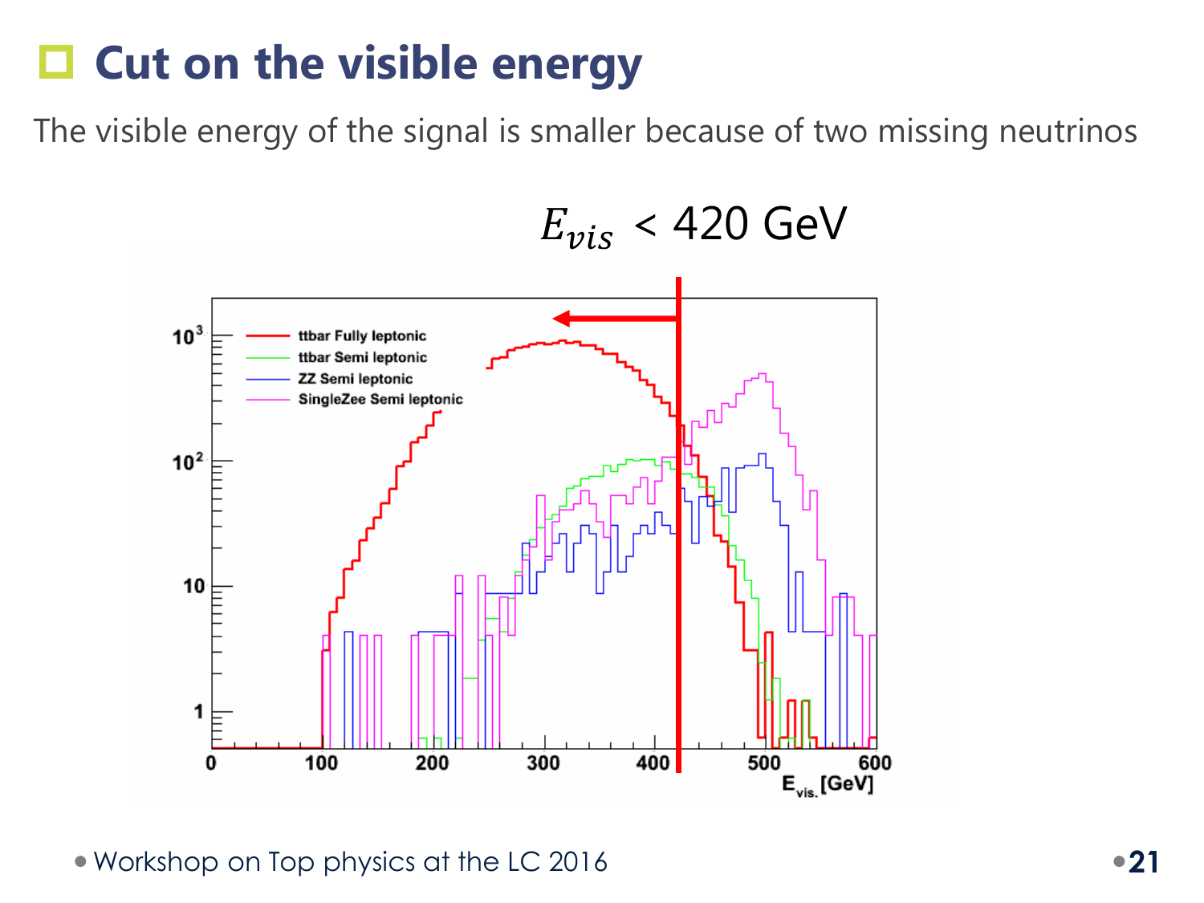# Cut on the visible energy

The visible energy of the signal is smaller because of two missing neutrinos

$$E_{vis} < 420 \text{ GeV}$$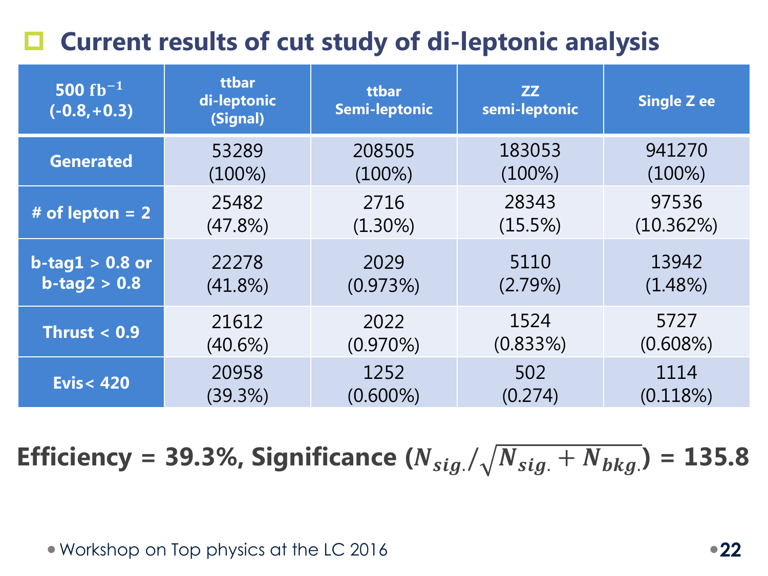# Current results of cut study of di-leptonic analysis

| 500 $\text{fb}^{-1}$ (-0.8,+0.3) | ttbar di-leptonic (Signal) | ttbar Semi-leptonic | ZZ semi-leptonic | Single Z ee |
|---|---|---|---|---|
| Generated | 53289 (100%) | 208505 (100%) | 183053 (100%) | 941270 (100%) |
| # of lepton = 2 | 25482 (47.8%) | 2716 (1.30%) | 28343 (15.5%) | 97536 (10.362%) |
| b-tag1 > 0.8 or b-tag2 > 0.8 | 22278 (41.8%) | 2029 (0.973%) | 5110 (2.79%) | 13942 (1.48%) |
| Thrust < 0.9 | 21612 (40.6%) | 2022 (0.970%) | 1524 (0.833%) | 5727 (0.608%) |
| Evis< 420 | 20958 (39.3%) | 1252 (0.600%) | 502 (0.274) | 1114 (0.118%) |

**Efficiency = 39.3%, Significance ($N_{sig.}/\sqrt{N_{sig.} + N_{bkg.}}$) = 135.8**

- Workshop on Top physics at the LC 2016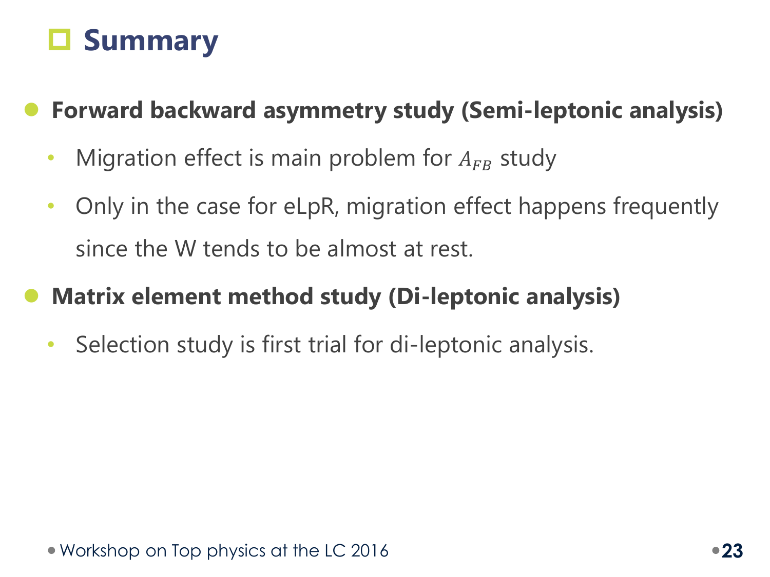# Summary

- **Forward backward asymmetry study (Semi-leptonic analysis)**
  - Migration effect is main problem for $A_{FB}$ study
  - Only in the case for eLpR, migration effect happens frequently since the W tends to be almost at rest.
- **Matrix element method study (Di-leptonic analysis)**
  - Selection study is first trial for di-leptonic analysis.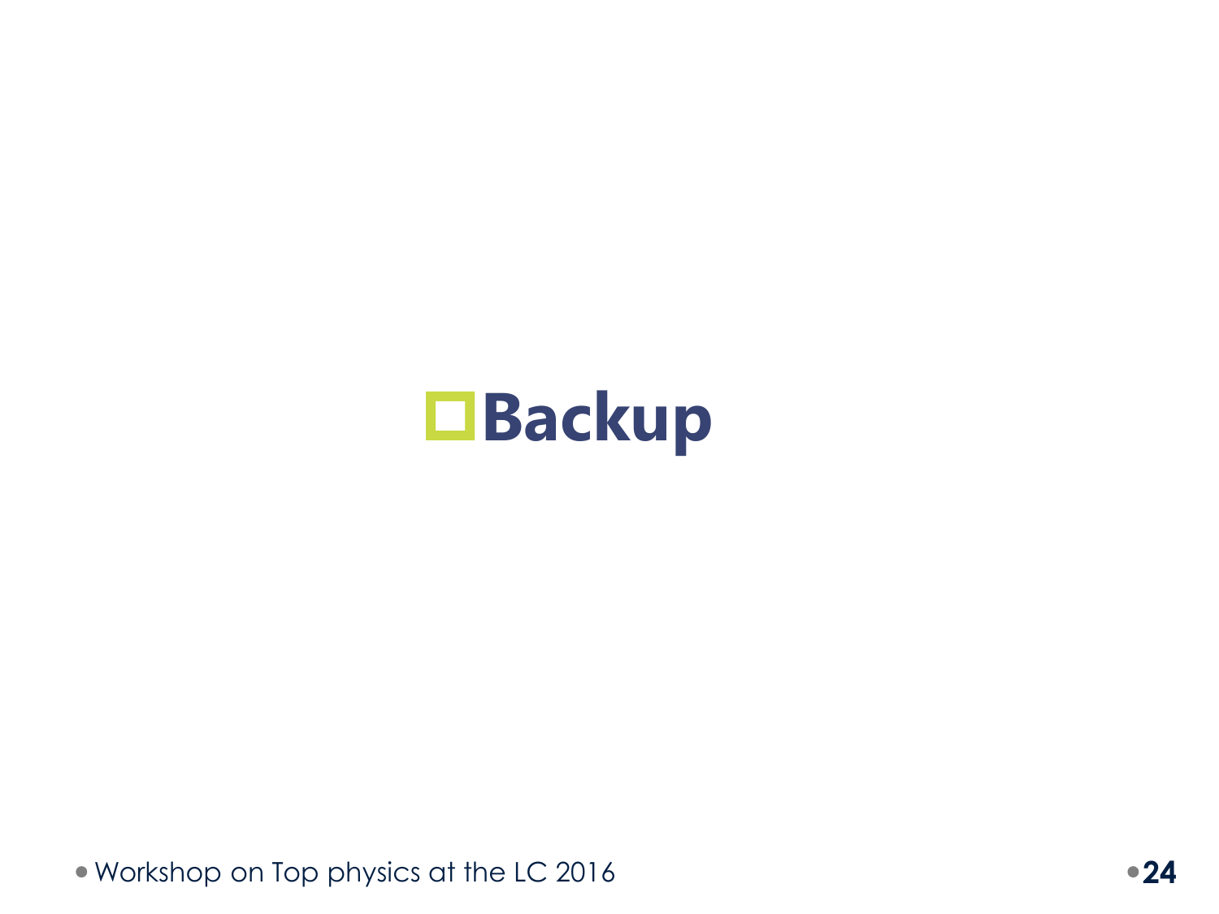# Backup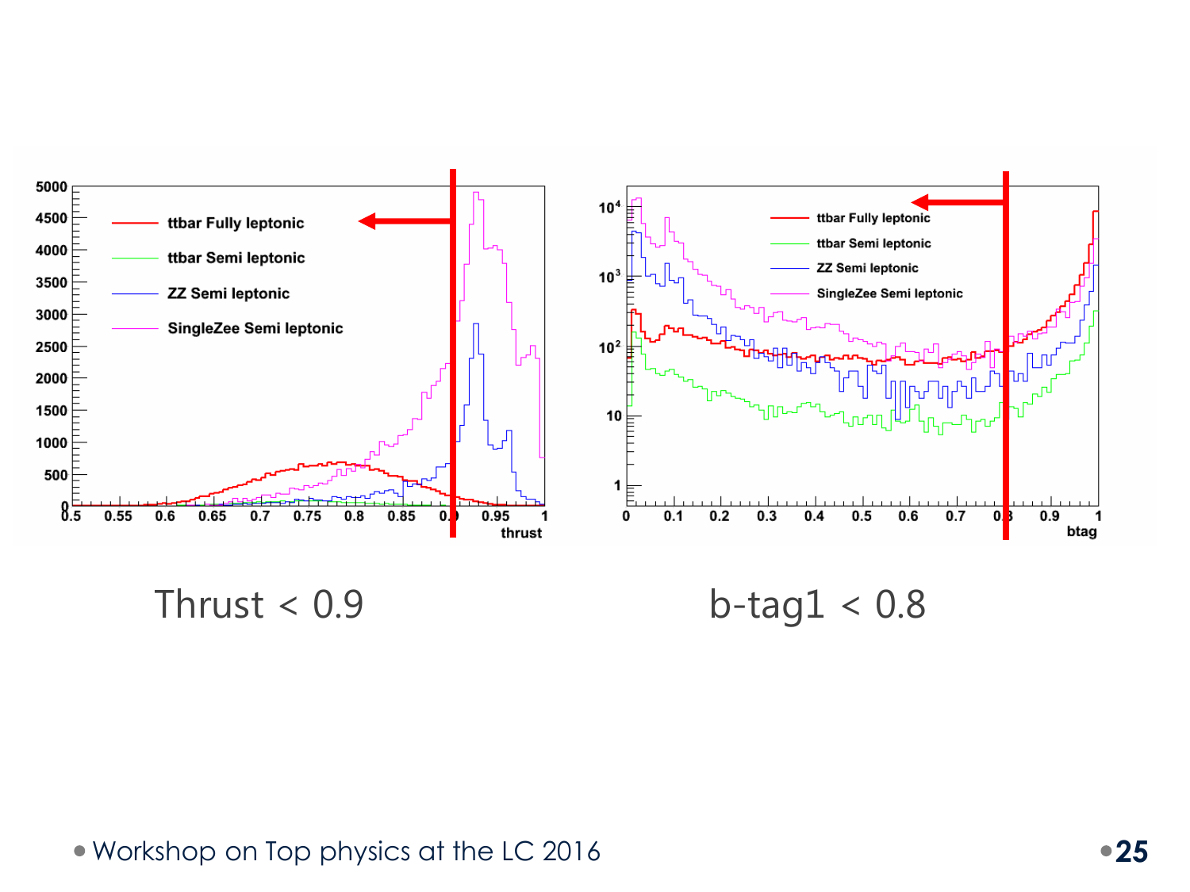5000
4500
4000
3500
3000
2500
2000
1500
1000
500
0

ttbar Fully leptonic
ttbar Semi leptonic
ZZ Semi leptonic
SingleZee Semi leptonic

0.5 0.55 0.6 0.65 0.7 0.75 0.8 0.85 0.9 0.95 1
thrust

$10^4$
$10^3$
$10^2$
10
1

ttbar Fully leptonic
ttbar Semi leptonic
ZZ Semi leptonic
SingleZee Semi leptonic

0 0.1 0.2 0.3 0.4 0.5 0.6 0.7 0.8 0.9 1
btag

Thrust < 0.9

b-tag1 < 0.8

Workshop on Top physics at the LC 2016